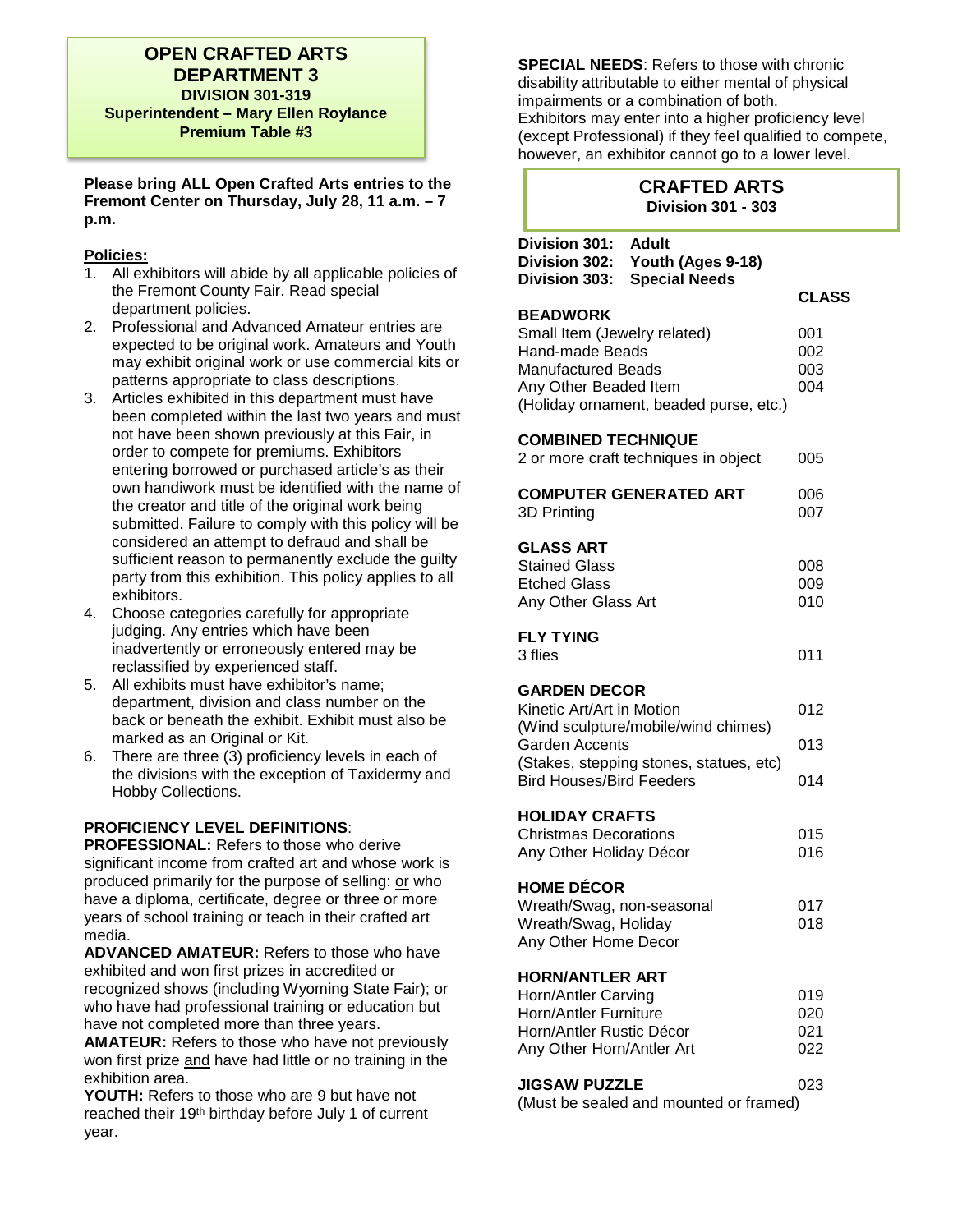# OPEN CRAFTED ARTS DEPARTMENT 3

**DIVISION 301-319**
**Superintendent – Mary Ellen Roylance**
**Premium Table #3**

**Please bring ALL Open Crafted Arts entries to the Fremont Center on Thursday, July 28, 11 a.m. – 7 p.m.**

**Policies:**

1. All exhibitors will abide by all applicable policies of the Fremont County Fair. Read special department policies.
2. Professional and Advanced Amateur entries are expected to be original work. Amateurs and Youth may exhibit original work or use commercial kits or patterns appropriate to class descriptions.
3. Articles exhibited in this department must have been completed within the last two years and must not have been shown previously at this Fair, in order to compete for premiums. Exhibitors entering borrowed or purchased article's as their own handiwork must be identified with the name of the creator and title of the original work being submitted. Failure to comply with this policy will be considered an attempt to defraud and shall be sufficient reason to permanently exclude the guilty party from this exhibition. This policy applies to all exhibitors.
4. Choose categories carefully for appropriate judging. Any entries which have been inadvertently or erroneously entered may be reclassified by experienced staff.
5. All exhibits must have exhibitor's name; department, division and class number on the back or beneath the exhibit. Exhibit must also be marked as an Original or Kit.
6. There are three (3) proficiency levels in each of the divisions with the exception of Taxidermy and Hobby Collections.

**PROFICIENCY LEVEL DEFINITIONS**:

**PROFESSIONAL:** Refers to those who derive significant income from crafted art and whose work is produced primarily for the purpose of selling: or who have a diploma, certificate, degree or three or more years of school training or teach in their crafted art media.

**ADVANCED AMATEUR:** Refers to those who have exhibited and won first prizes in accredited or recognized shows (including Wyoming State Fair); or who have had professional training or education but have not completed more than three years.

**AMATEUR:** Refers to those who have not previously won first prize and have had little or no training in the exhibition area.

**YOUTH:** Refers to those who are 9 but have not reached their 19th birthday before July 1 of current year.

**SPECIAL NEEDS**: Refers to those with chronic disability attributable to either mental of physical impairments or a combination of both.

Exhibitors may enter into a higher proficiency level (except Professional) if they feel qualified to compete, however, an exhibitor cannot go to a lower level.

## CRAFTED ARTS
**Division 301 - 303**

**Division 301: Adult**
**Division 302: Youth (Ages 9-18)**
**Division 303: Special Needs**

| | CLASS |
|---|---|
| **BEADWORK** | |
| Small Item (Jewelry related) | 001 |
| Hand-made Beads | 002 |
| Manufactured Beads | 003 |
| Any Other Beaded Item (Holiday ornament, beaded purse, etc.) | 004 |
| **COMBINED TECHNIQUE** | |
| 2 or more craft techniques in object | 005 |
| **COMPUTER GENERATED ART** | 006 |
| 3D Printing | 007 |
| **GLASS ART** | |
| Stained Glass | 008 |
| Etched Glass | 009 |
| Any Other Glass Art | 010 |
| **FLY TYING** | |
| 3 flies | 011 |
| **GARDEN DECOR** | |
| Kinetic Art/Art in Motion (Wind sculpture/mobile/wind chimes) | 012 |
| Garden Accents (Stakes, stepping stones, statues, etc) | 013 |
| Bird Houses/Bird Feeders | 014 |
| **HOLIDAY CRAFTS** | |
| Christmas Decorations | 015 |
| Any Other Holiday Décor | 016 |
| **HOME DÉCOR** | |
| Wreath/Swag, non-seasonal | 017 |
| Wreath/Swag, Holiday | 018 |
| Any Other Home Decor | |
| **HORN/ANTLER ART** | |
| Horn/Antler Carving | 019 |
| Horn/Antler Furniture | 020 |
| Horn/Antler Rustic Décor | 021 |
| Any Other Horn/Antler Art | 022 |
| **JIGSAW PUZZLE** (Must be sealed and mounted or framed) | 023 |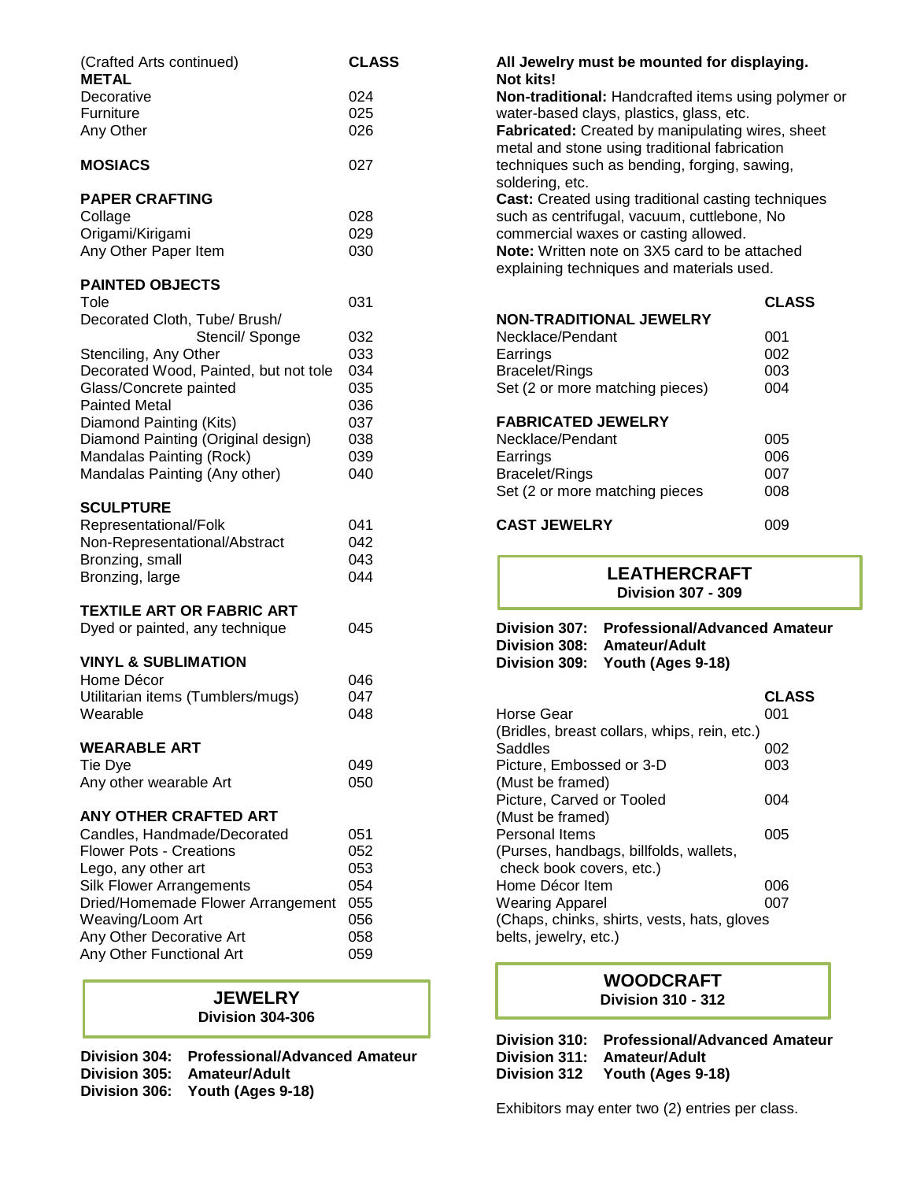(Crafted Arts continued)

| | CLASS |
|---|---|
| **METAL** | |
| Decorative | 024 |
| Furniture | 025 |
| Any Other | 026 |
| **MOSIACS** | 027 |
| **PAPER CRAFTING** | |
| Collage | 028 |
| Origami/Kirigami | 029 |
| Any Other Paper Item | 030 |
| **PAINTED OBJECTS** | |
| Tole | 031 |
| Decorated Cloth, Tube/ Brush/ Stencil/ Sponge | 032 |
| Stenciling, Any Other | 033 |
| Decorated Wood, Painted, but not tole | 034 |
| Glass/Concrete painted | 035 |
| Painted Metal | 036 |
| Diamond Painting (Kits) | 037 |
| Diamond Painting (Original design) | 038 |
| Mandalas Painting (Rock) | 039 |
| Mandalas Painting (Any other) | 040 |
| **SCULPTURE** | |
| Representational/Folk | 041 |
| Non-Representational/Abstract | 042 |
| Bronzing, small | 043 |
| Bronzing, large | 044 |
| **TEXTILE ART OR FABRIC ART** | |
| Dyed or painted, any technique | 045 |
| **VINYL & SUBLIMATION** | |
| Home Décor | 046 |
| Utilitarian items (Tumblers/mugs) | 047 |
| Wearable | 048 |
| **WEARABLE ART** | |
| Tie Dye | 049 |
| Any other wearable Art | 050 |
| **ANY OTHER CRAFTED ART** | |
| Candles, Handmade/Decorated | 051 |
| Flower Pots - Creations | 052 |
| Lego, any other art | 053 |
| Silk Flower Arrangements | 054 |
| Dried/Homemade Flower Arrangement | 055 |
| Weaving/Loom Art | 056 |
| Any Other Decorative Art | 058 |
| Any Other Functional Art | 059 |

## JEWELRY
**Division 304-306**

**Division 304: Professional/Advanced Amateur**
**Division 305: Amateur/Adult**
**Division 306: Youth (Ages 9-18)**

**All Jewelry must be mounted for displaying. Not kits!**

**Non-traditional:** Handcrafted items using polymer or water-based clays, plastics, glass, etc.

**Fabricated:** Created by manipulating wires, sheet metal and stone using traditional fabrication techniques such as bending, forging, sawing, soldering, etc.

**Cast:** Created using traditional casting techniques such as centrifugal, vacuum, cuttlebone, No commercial waxes or casting allowed.

**Note:** Written note on 3X5 card to be attached explaining techniques and materials used.

| | CLASS |
|---|---|
| **NON-TRADITIONAL JEWELRY** | |
| Necklace/Pendant | 001 |
| Earrings | 002 |
| Bracelet/Rings | 003 |
| Set (2 or more matching pieces) | 004 |
| **FABRICATED JEWELRY** | |
| Necklace/Pendant | 005 |
| Earrings | 006 |
| Bracelet/Rings | 007 |
| Set (2 or more matching pieces | 008 |
| **CAST JEWELRY** | 009 |

## LEATHERCRAFT
**Division 307 - 309**

**Division 307: Professional/Advanced Amateur**
**Division 308: Amateur/Adult**
**Division 309: Youth (Ages 9-18)**

| | CLASS |
|---|---|
| Horse Gear (Bridles, breast collars, whips, rein, etc.) | 001 |
| Saddles | 002 |
| Picture, Embossed or 3-D (Must be framed) | 003 |
| Picture, Carved or Tooled (Must be framed) | 004 |
| Personal Items (Purses, handbags, billfolds, wallets, check book covers, etc.) | 005 |
| Home Décor Item | 006 |
| Wearing Apparel (Chaps, chinks, shirts, vests, hats, gloves belts, jewelry, etc.) | 007 |

## WOODCRAFT
**Division 310 - 312**

**Division 310: Professional/Advanced Amateur**
**Division 311: Amateur/Adult**
**Division 312 Youth (Ages 9-18)**

Exhibitors may enter two (2) entries per class.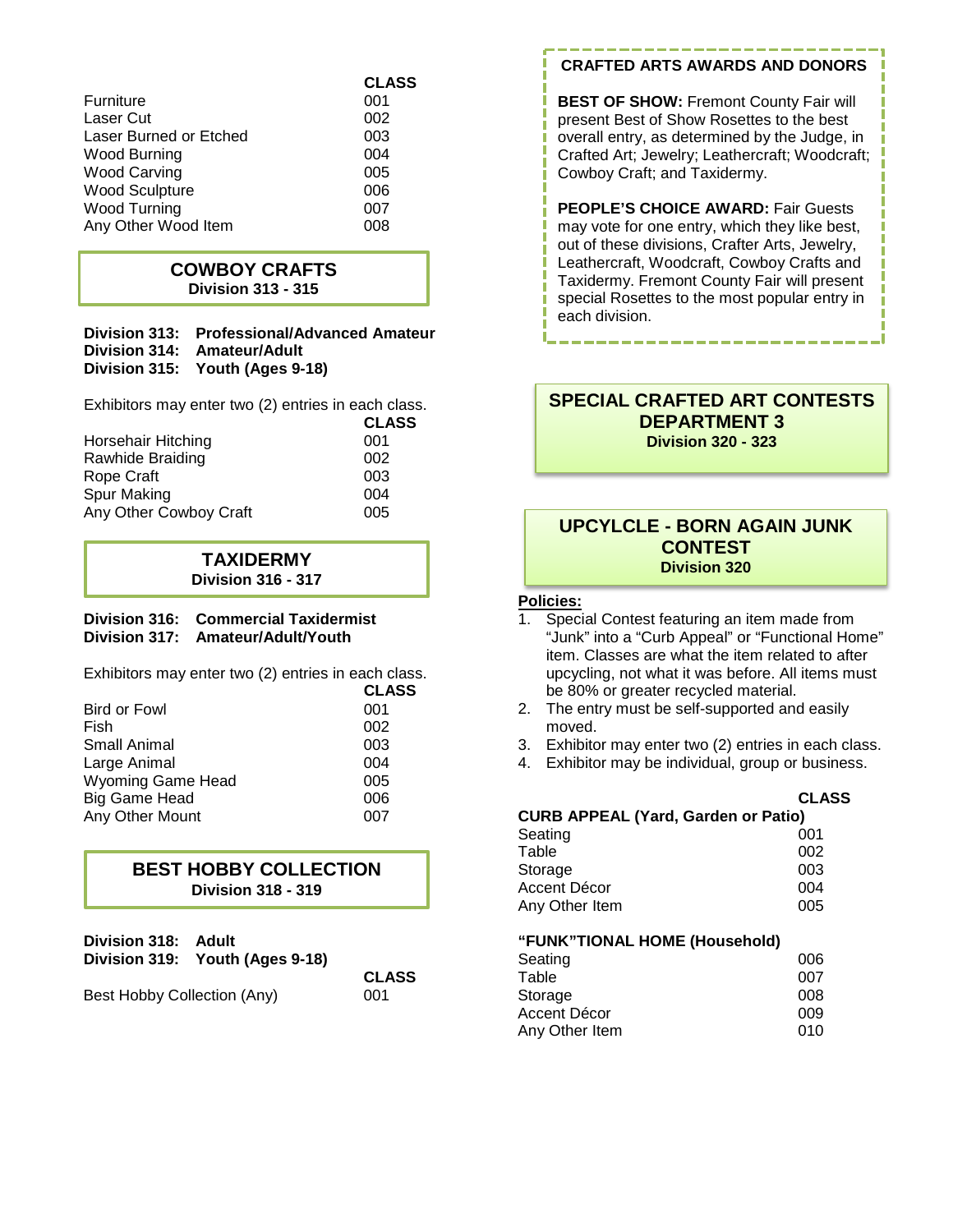| | CLASS |
|---|---|
| Furniture | 001 |
| Laser Cut | 002 |
| Laser Burned or Etched | 003 |
| Wood Burning | 004 |
| Wood Carving | 005 |
| Wood Sculpture | 006 |
| Wood Turning | 007 |
| Any Other Wood Item | 008 |

## COWBOY CRAFTS
**Division 313 - 315**

**Division 313: Professional/Advanced Amateur**
**Division 314: Amateur/Adult**
**Division 315: Youth (Ages 9-18)**

Exhibitors may enter two (2) entries in each class.

| | CLASS |
|---|---|
| Horsehair Hitching | 001 |
| Rawhide Braiding | 002 |
| Rope Craft | 003 |
| Spur Making | 004 |
| Any Other Cowboy Craft | 005 |

## TAXIDERMY
**Division 316 - 317**

**Division 316: Commercial Taxidermist**
**Division 317: Amateur/Adult/Youth**

Exhibitors may enter two (2) entries in each class.

| | CLASS |
|---|---|
| Bird or Fowl | 001 |
| Fish | 002 |
| Small Animal | 003 |
| Large Animal | 004 |
| Wyoming Game Head | 005 |
| Big Game Head | 006 |
| Any Other Mount | 007 |

## BEST HOBBY COLLECTION
**Division 318 - 319**

**Division 318: Adult**
**Division 319: Youth (Ages 9-18)**

| | CLASS |
|---|---|
| Best Hobby Collection (Any) | 001 |

### CRAFTED ARTS AWARDS AND DONORS

**BEST OF SHOW:** Fremont County Fair will present Best of Show Rosettes to the best overall entry, as determined by the Judge, in Crafted Art; Jewelry; Leathercraft; Woodcraft; Cowboy Craft; and Taxidermy.

**PEOPLE'S CHOICE AWARD:** Fair Guests may vote for one entry, which they like best, out of these divisions, Crafter Arts, Jewelry, Leathercraft, Woodcraft, Cowboy Crafts and Taxidermy. Fremont County Fair will present special Rosettes to the most popular entry in each division.

## SPECIAL CRAFTED ART CONTESTS DEPARTMENT 3
**Division 320 - 323**

## UPCYLCLE - BORN AGAIN JUNK CONTEST
**Division 320**

**Policies:**

1. Special Contest featuring an item made from "Junk" into a "Curb Appeal" or "Functional Home" item. Classes are what the item related to after upcycling, not what it was before. All items must be 80% or greater recycled material.
2. The entry must be self-supported and easily moved.
3. Exhibitor may enter two (2) entries in each class.
4. Exhibitor may be individual, group or business.

| | CLASS |
|---|---|
| **CURB APPEAL (Yard, Garden or Patio)** | |
| Seating | 001 |
| Table | 002 |
| Storage | 003 |
| Accent Décor | 004 |
| Any Other Item | 005 |
| **"FUNK"TIONAL HOME (Household)** | |
| Seating | 006 |
| Table | 007 |
| Storage | 008 |
| Accent Décor | 009 |
| Any Other Item | 010 |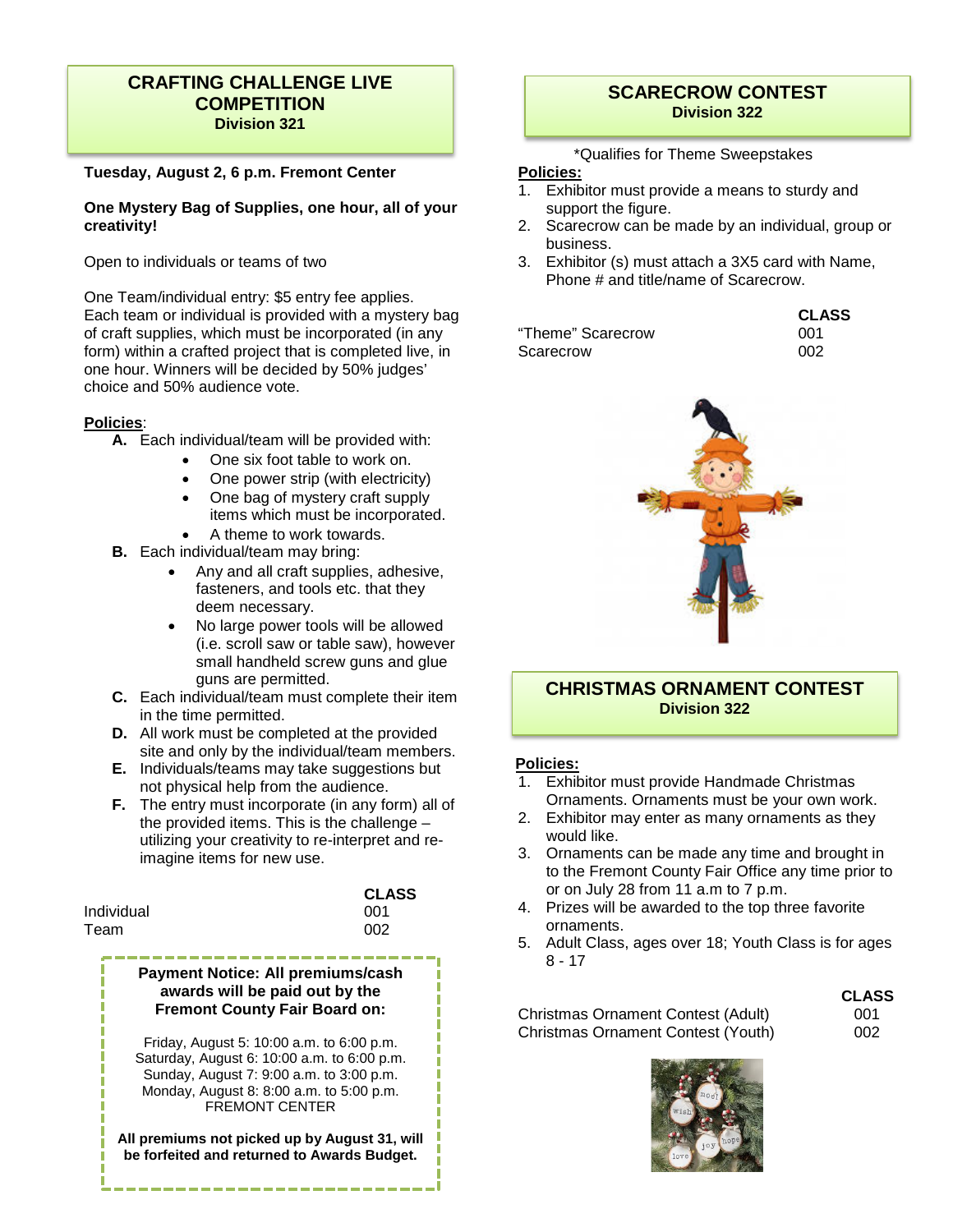## CRAFTING CHALLENGE LIVE COMPETITION
**Division 321**

**Tuesday, August 2, 6 p.m. Fremont Center**

**One Mystery Bag of Supplies, one hour, all of your creativity!**

Open to individuals or teams of two

One Team/individual entry: $5 entry fee applies. Each team or individual is provided with a mystery bag of craft supplies, which must be incorporated (in any form) within a crafted project that is completed live, in one hour. Winners will be decided by 50% judges' choice and 50% audience vote.

**Policies**:

**A.** Each individual/team will be provided with:
- One six foot table to work on.
- One power strip (with electricity)
- One bag of mystery craft supply items which must be incorporated.
- A theme to work towards.

**B.** Each individual/team may bring:
- Any and all craft supplies, adhesive, fasteners, and tools etc. that they deem necessary.
- No large power tools will be allowed (i.e. scroll saw or table saw), however small handheld screw guns and glue guns are permitted.

**C.** Each individual/team must complete their item in the time permitted.

**D.** All work must be completed at the provided site and only by the individual/team members.

**E.** Individuals/teams may take suggestions but not physical help from the audience.

**F.** The entry must incorporate (in any form) all of the provided items. This is the challenge – utilizing your creativity to re-interpret and re-imagine items for new use.

| | **CLASS** |
|---|---|
| Individual | 001 |
| Team | 002 |

**Payment Notice: All premiums/cash awards will be paid out by the Fremont County Fair Board on:**

Friday, August 5: 10:00 a.m. to 6:00 p.m.
Saturday, August 6: 10:00 a.m. to 6:00 p.m.
Sunday, August 7: 9:00 a.m. to 3:00 p.m.
Monday, August 8: 8:00 a.m. to 5:00 p.m.
FREMONT CENTER

**All premiums not picked up by August 31, will be forfeited and returned to Awards Budget.**

## SCARECROW CONTEST
**Division 322**

*Qualifies for Theme Sweepstakes

**Policies:**
1. Exhibitor must provide a means to sturdy and support the figure.
2. Scarecrow can be made by an individual, group or business.
3. Exhibitor (s) must attach a 3X5 card with Name, Phone # and title/name of Scarecrow.

| | **CLASS** |
|---|---|
| "Theme" Scarecrow | 001 |
| Scarecrow | 002 |

## CHRISTMAS ORNAMENT CONTEST
**Division 322**

**Policies:**
1. Exhibitor must provide Handmade Christmas Ornaments. Ornaments must be your own work.
2. Exhibitor may enter as many ornaments as they would like.
3. Ornaments can be made any time and brought in to the Fremont County Fair Office any time prior to or on July 28 from 11 a.m to 7 p.m.
4. Prizes will be awarded to the top three favorite ornaments.
5. Adult Class, ages over 18; Youth Class is for ages 8 - 17

| | **CLASS** |
|---|---|
| Christmas Ornament Contest (Adult) | 001 |
| Christmas Ornament Contest (Youth) | 002 |